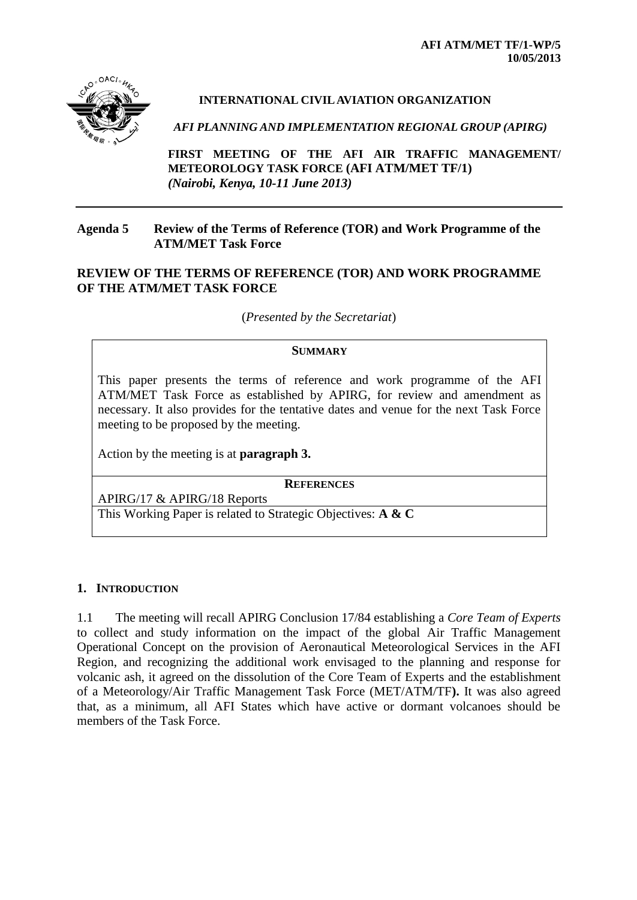**AFI ATM/MET TF/1-WP/5**
**10/05/2013**

**INTERNATIONAL CIVIL AVIATION ORGANIZATION**

*AFI PLANNING AND IMPLEMENTATION REGIONAL GROUP (APIRG)*

**FIRST MEETING OF THE AFI AIR TRAFFIC MANAGEMENT/ METEOROLOGY TASK FORCE (AFI ATM/MET TF/1)**
***(Nairobi, Kenya, 10-11 June 2013)***

---

**Agenda 5 Review of the Terms of Reference (TOR) and Work Programme of the ATM/MET Task Force**

## REVIEW OF THE TERMS OF REFERENCE (TOR) AND WORK PROGRAMME OF THE ATM/MET TASK FORCE

(*Presented by the Secretariat*)

| **SUMMARY** |
|---|
| This paper presents the terms of reference and work programme of the AFI ATM/MET Task Force as established by APIRG, for review and amendment as necessary. It also provides for the tentative dates and venue for the next Task Force meeting to be proposed by the meeting.<br><br>Action by the meeting is at **paragraph 3.** |
| **REFERENCES** |
| APIRG/17 & APIRG/18 Reports |
| This Working Paper is related to Strategic Objectives: **A & C** |

### 1. INTRODUCTION

1.1 The meeting will recall APIRG Conclusion 17/84 establishing a *Core Team of Experts* to collect and study information on the impact of the global Air Traffic Management Operational Concept on the provision of Aeronautical Meteorological Services in the AFI Region, and recognizing the additional work envisaged to the planning and response for volcanic ash, it agreed on the dissolution of the Core Team of Experts and the establishment of a Meteorology/Air Traffic Management Task Force (MET/ATM/TF**).** It was also agreed that, as a minimum, all AFI States which have active or dormant volcanoes should be members of the Task Force.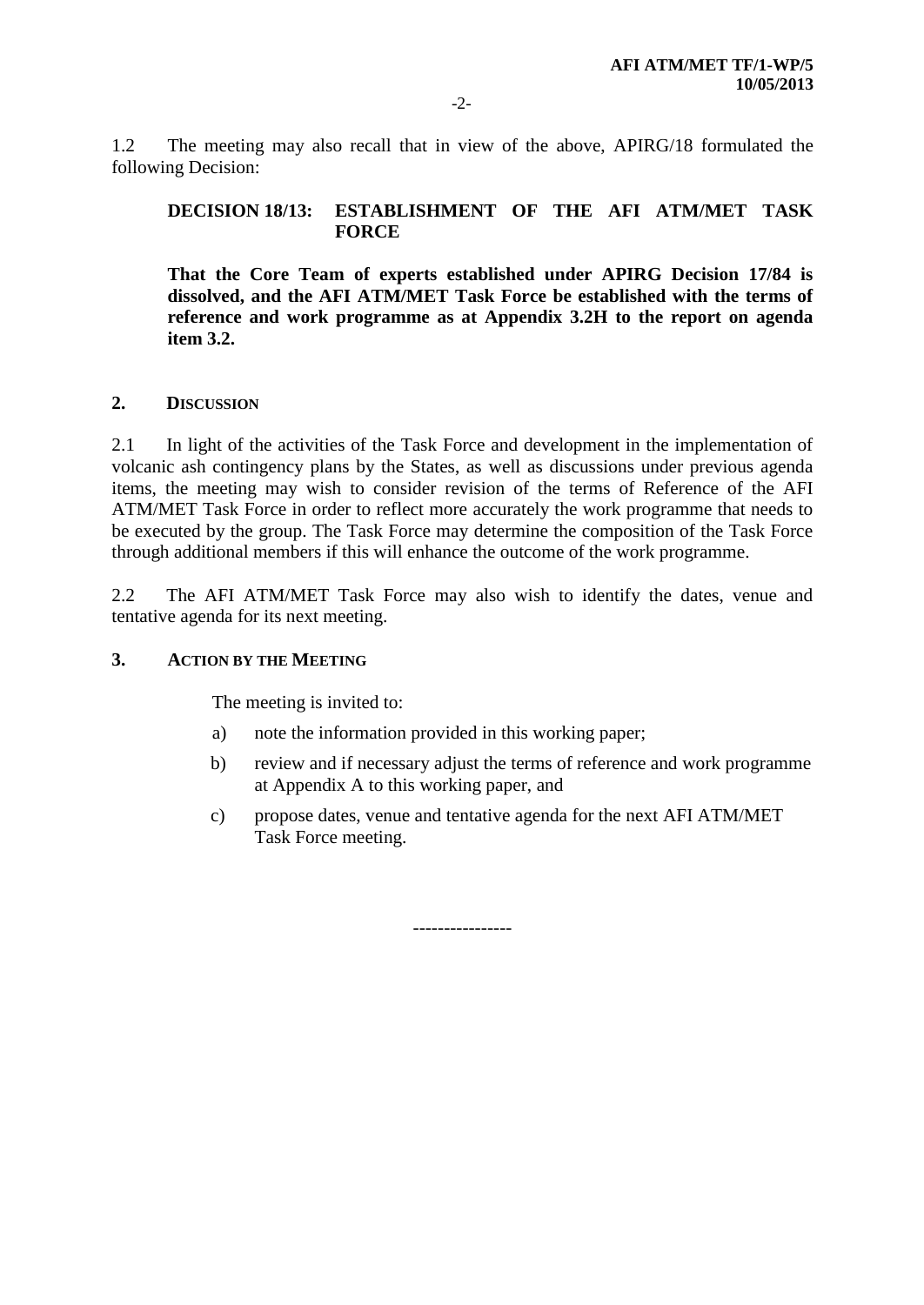1.2 The meeting may also recall that in view of the above, APIRG/18 formulated the following Decision:

**DECISION 18/13: ESTABLISHMENT OF THE AFI ATM/MET TASK FORCE**

**That the Core Team of experts established under APIRG Decision 17/84 is dissolved, and the AFI ATM/MET Task Force be established with the terms of reference and work programme as at Appendix 3.2H to the report on agenda item 3.2.**

## 2. DISCUSSION

2.1 In light of the activities of the Task Force and development in the implementation of volcanic ash contingency plans by the States, as well as discussions under previous agenda items, the meeting may wish to consider revision of the terms of Reference of the AFI ATM/MET Task Force in order to reflect more accurately the work programme that needs to be executed by the group. The Task Force may determine the composition of the Task Force through additional members if this will enhance the outcome of the work programme.

2.2 The AFI ATM/MET Task Force may also wish to identify the dates, venue and tentative agenda for its next meeting.

## 3. ACTION BY THE MEETING

The meeting is invited to:

a) note the information provided in this working paper;

b) review and if necessary adjust the terms of reference and work programme at Appendix A to this working paper, and

c) propose dates, venue and tentative agenda for the next AFI ATM/MET Task Force meeting.

----------------